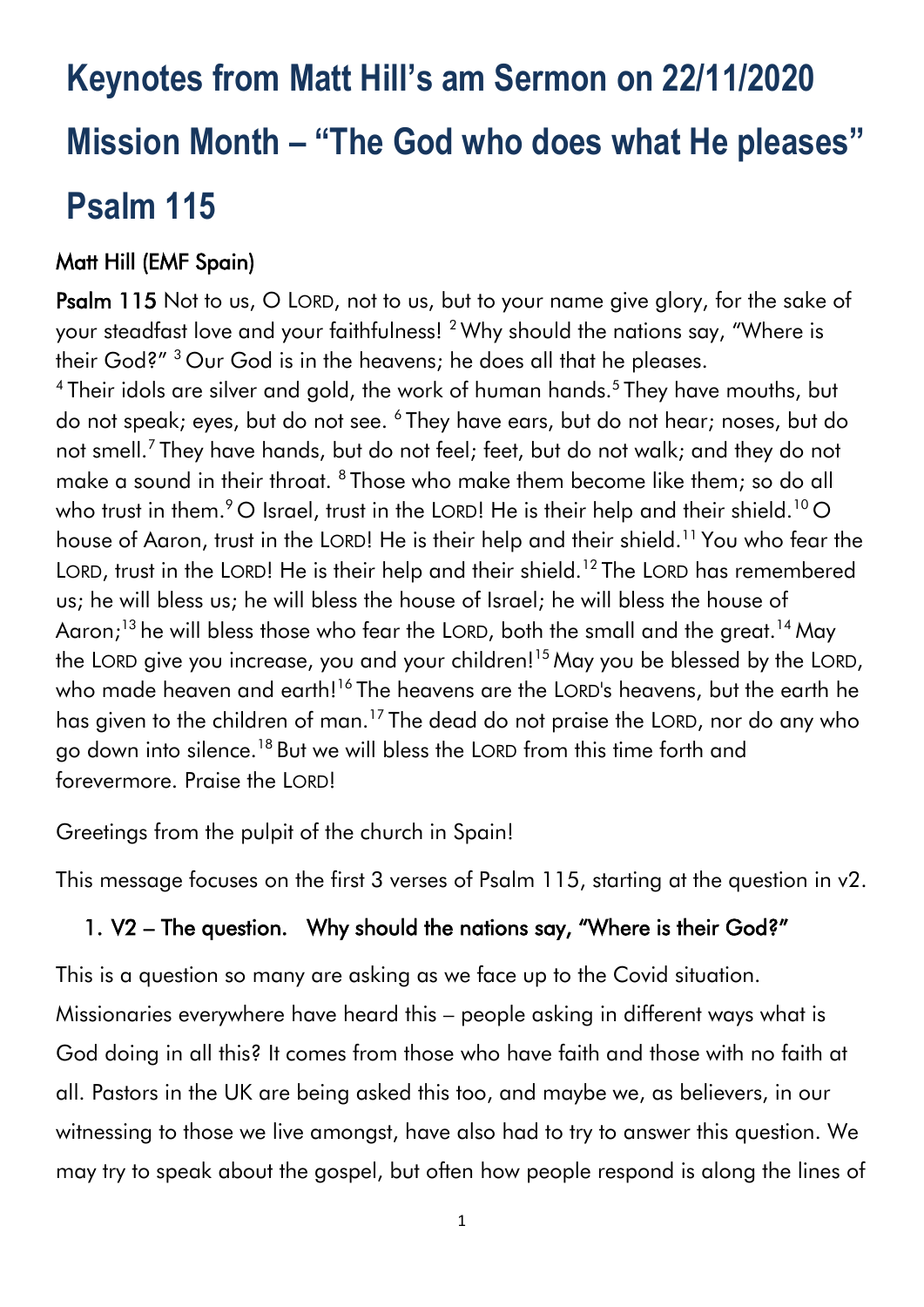# Keynotes from Matt Hill's am Sermon on 22/11/2020

# Mission Month – "The God who does what He pleases"

# Psalm 115

**Matt Hill (EMF Spain)**

**Psalm 115** Not to us, O LORD, not to us, but to your name give glory, for the sake of your steadfast love and your faithfulness! [2] Why should the nations say, "Where is their God?" [3] Our God is in the heavens; he does all that he pleases.
[4] Their idols are silver and gold, the work of human hands.[5] They have mouths, but do not speak; eyes, but do not see. [6] They have ears, but do not hear; noses, but do not smell.[7] They have hands, but do not feel; feet, but do not walk; and they do not make a sound in their throat. [8] Those who make them become like them; so do all who trust in them.[9] O Israel, trust in the LORD! He is their help and their shield.[10] O house of Aaron, trust in the LORD! He is their help and their shield.[11] You who fear the LORD, trust in the LORD! He is their help and their shield.[12] The LORD has remembered us; he will bless us; he will bless the house of Israel; he will bless the house of Aaron;[13] he will bless those who fear the LORD, both the small and the great.[14] May the LORD give you increase, you and your children![15] May you be blessed by the LORD, who made heaven and earth![16] The heavens are the LORD's heavens, but the earth he has given to the children of man.[17] The dead do not praise the LORD, nor do any who go down into silence.[18] But we will bless the LORD from this time forth and forevermore. Praise the LORD!

Greetings from the pulpit of the church in Spain!

This message focuses on the first 3 verses of Psalm 115, starting at the question in v2.

1. **V2 – The question. Why should the nations say, "Where is their God?"**

This is a question so many are asking as we face up to the Covid situation. Missionaries everywhere have heard this – people asking in different ways what is God doing in all this? It comes from those who have faith and those with no faith at all. Pastors in the UK are being asked this too, and maybe we, as believers, in our witnessing to those we live amongst, have also had to try to answer this question. We may try to speak about the gospel, but often how people respond is along the lines of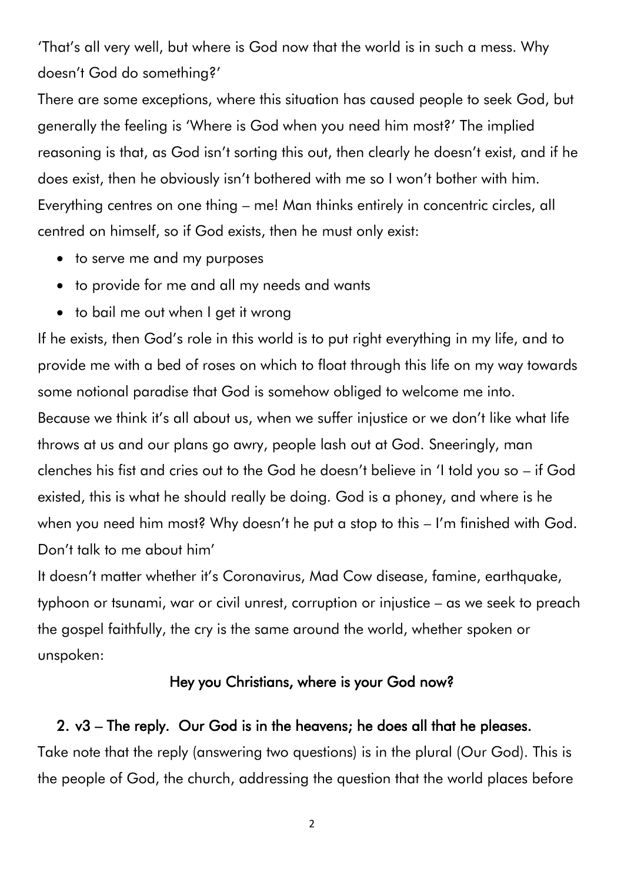'That's all very well, but where is God now that the world is in such a mess. Why doesn't God do something?'

There are some exceptions, where this situation has caused people to seek God, but generally the feeling is 'Where is God when you need him most?' The implied reasoning is that, as God isn't sorting this out, then clearly he doesn't exist, and if he does exist, then he obviously isn't bothered with me so I won't bother with him. Everything centres on one thing – me! Man thinks entirely in concentric circles, all centred on himself, so if God exists, then he must only exist:

- to serve me and my purposes
- to provide for me and all my needs and wants
- to bail me out when I get it wrong

If he exists, then God's role in this world is to put right everything in my life, and to provide me with a bed of roses on which to float through this life on my way towards some notional paradise that God is somehow obliged to welcome me into.

Because we think it's all about us, when we suffer injustice or we don't like what life throws at us and our plans go awry, people lash out at God. Sneeringly, man clenches his fist and cries out to the God he doesn't believe in 'I told you so – if God existed, this is what he should really be doing. God is a phoney, and where is he when you need him most? Why doesn't he put a stop to this – I'm finished with God. Don't talk to me about him'

It doesn't matter whether it's Coronavirus, Mad Cow disease, famine, earthquake, typhoon or tsunami, war or civil unrest, corruption or injustice – as we seek to preach the gospel faithfully, the cry is the same around the world, whether spoken or unspoken:

**Hey you Christians, where is your God now?**

**2. v3 – The reply. Our God is in the heavens; he does all that he pleases.**

Take note that the reply (answering two questions) is in the plural (Our God). This is the people of God, the church, addressing the question that the world places before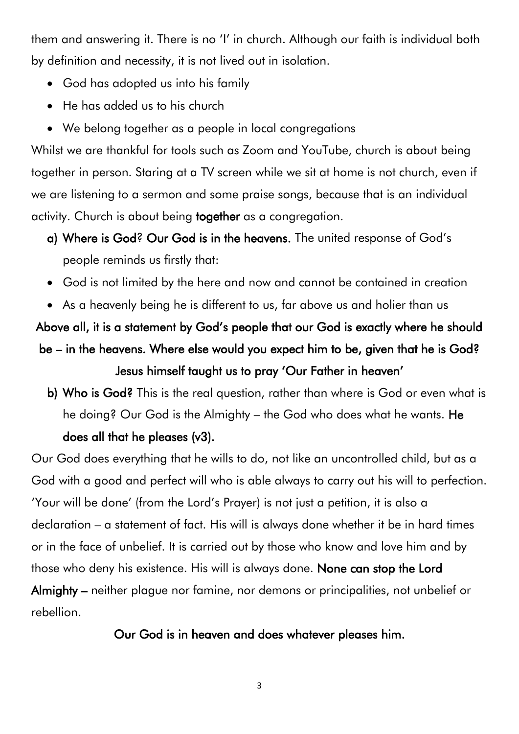them and answering it. There is no 'I' in church. Although our faith is individual both by definition and necessity, it is not lived out in isolation.

- God has adopted us into his family
- He has added us to his church
- We belong together as a people in local congregations

Whilst we are thankful for tools such as Zoom and YouTube, church is about being together in person. Staring at a TV screen while we sit at home is not church, even if we are listening to a sermon and some praise songs, because that is an individual activity. Church is about being **together** as a congregation.

a) **Where is God? Our God is in the heavens.** The united response of God's people reminds us firstly that:

- God is not limited by the here and now and cannot be contained in creation
- As a heavenly being he is different to us, far above us and holier than us

**Above all, it is a statement by God's people that our God is exactly where he should be – in the heavens. Where else would you expect him to be, given that he is God? Jesus himself taught us to pray 'Our Father in heaven'**

b) **Who is God?** This is the real question, rather than where is God or even what is he doing? Our God is the Almighty – the God who does what he wants. **He does all that he pleases (v3).**

Our God does everything that he wills to do, not like an uncontrolled child, but as a God with a good and perfect will who is able always to carry out his will to perfection. 'Your will be done' (from the Lord's Prayer) is not just a petition, it is also a declaration – a statement of fact. His will is always done whether it be in hard times or in the face of unbelief. It is carried out by those who know and love him and by those who deny his existence. His will is always done. **None can stop the Lord Almighty** – neither plague nor famine, nor demons or principalities, not unbelief or rebellion.

**Our God is in heaven and does whatever pleases him.**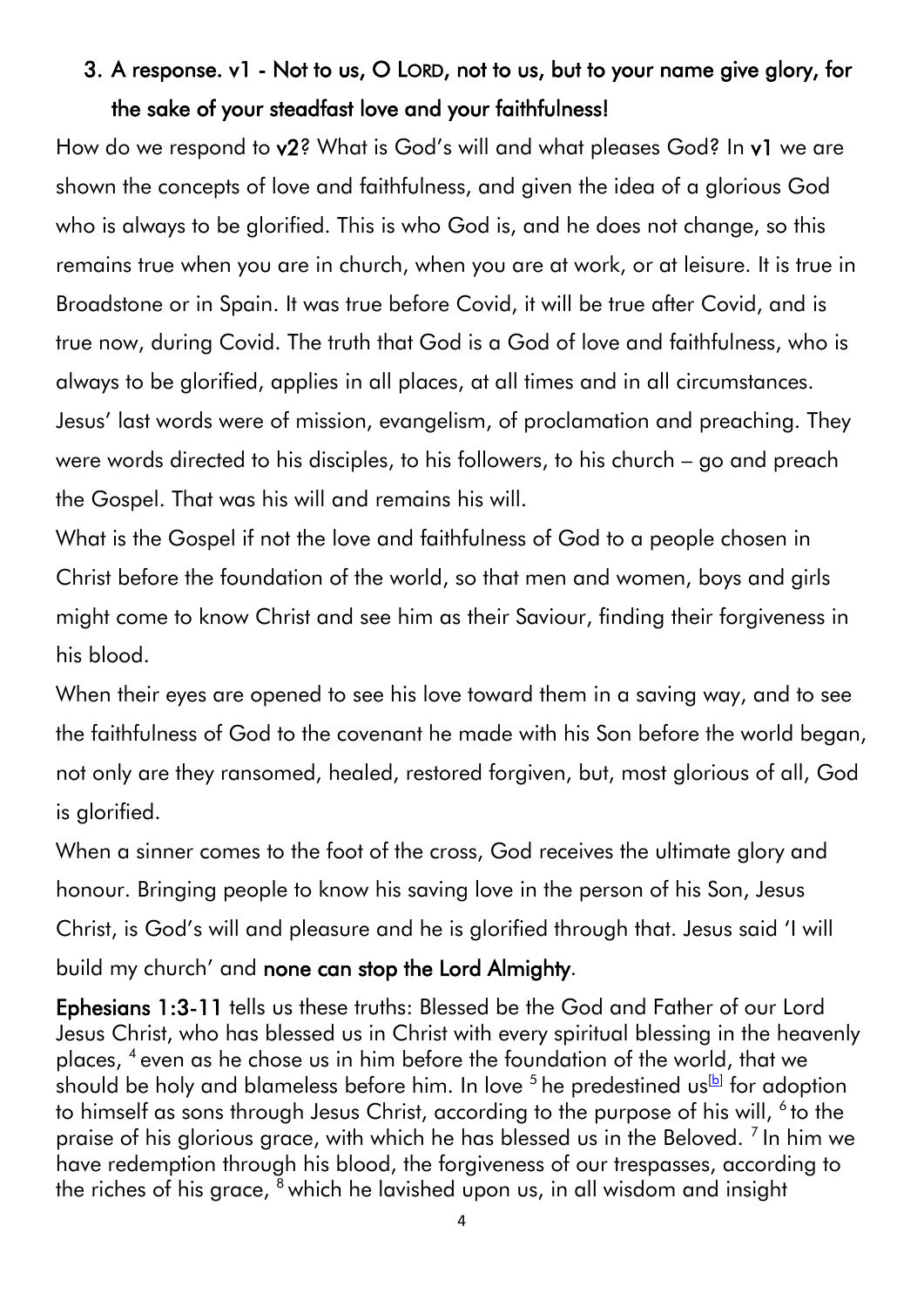### 3. A response. v1 - Not to us, O LORD, not to us, but to your name give glory, for the sake of your steadfast love and your faithfulness!

How do we respond to **v2**? What is God's will and what pleases God? In **v1** we are shown the concepts of love and faithfulness, and given the idea of a glorious God who is always to be glorified. This is who God is, and he does not change, so this remains true when you are in church, when you are at work, or at leisure. It is true in Broadstone or in Spain. It was true before Covid, it will be true after Covid, and is true now, during Covid. The truth that God is a God of love and faithfulness, who is always to be glorified, applies in all places, at all times and in all circumstances. Jesus' last words were of mission, evangelism, of proclamation and preaching. They were words directed to his disciples, to his followers, to his church – go and preach the Gospel. That was his will and remains his will.

What is the Gospel if not the love and faithfulness of God to a people chosen in Christ before the foundation of the world, so that men and women, boys and girls might come to know Christ and see him as their Saviour, finding their forgiveness in his blood.

When their eyes are opened to see his love toward them in a saving way, and to see the faithfulness of God to the covenant he made with his Son before the world began, not only are they ransomed, healed, restored forgiven, but, most glorious of all, God is glorified.

When a sinner comes to the foot of the cross, God receives the ultimate glory and honour. Bringing people to know his saving love in the person of his Son, Jesus Christ, is God's will and pleasure and he is glorified through that. Jesus said 'I will build my church' and **none can stop the Lord Almighty**.

**Ephesians 1:3-11** tells us these truths: Blessed be the God and Father of our Lord Jesus Christ, who has blessed us in Christ with every spiritual blessing in the heavenly places, [4] even as he chose us in him before the foundation of the world, that we should be holy and blameless before him. In love [5] he predestined us[b] for adoption to himself as sons through Jesus Christ, according to the purpose of his will, [6] to the praise of his glorious grace, with which he has blessed us in the Beloved. [7] In him we have redemption through his blood, the forgiveness of our trespasses, according to the riches of his grace, [8] which he lavished upon us, in all wisdom and insight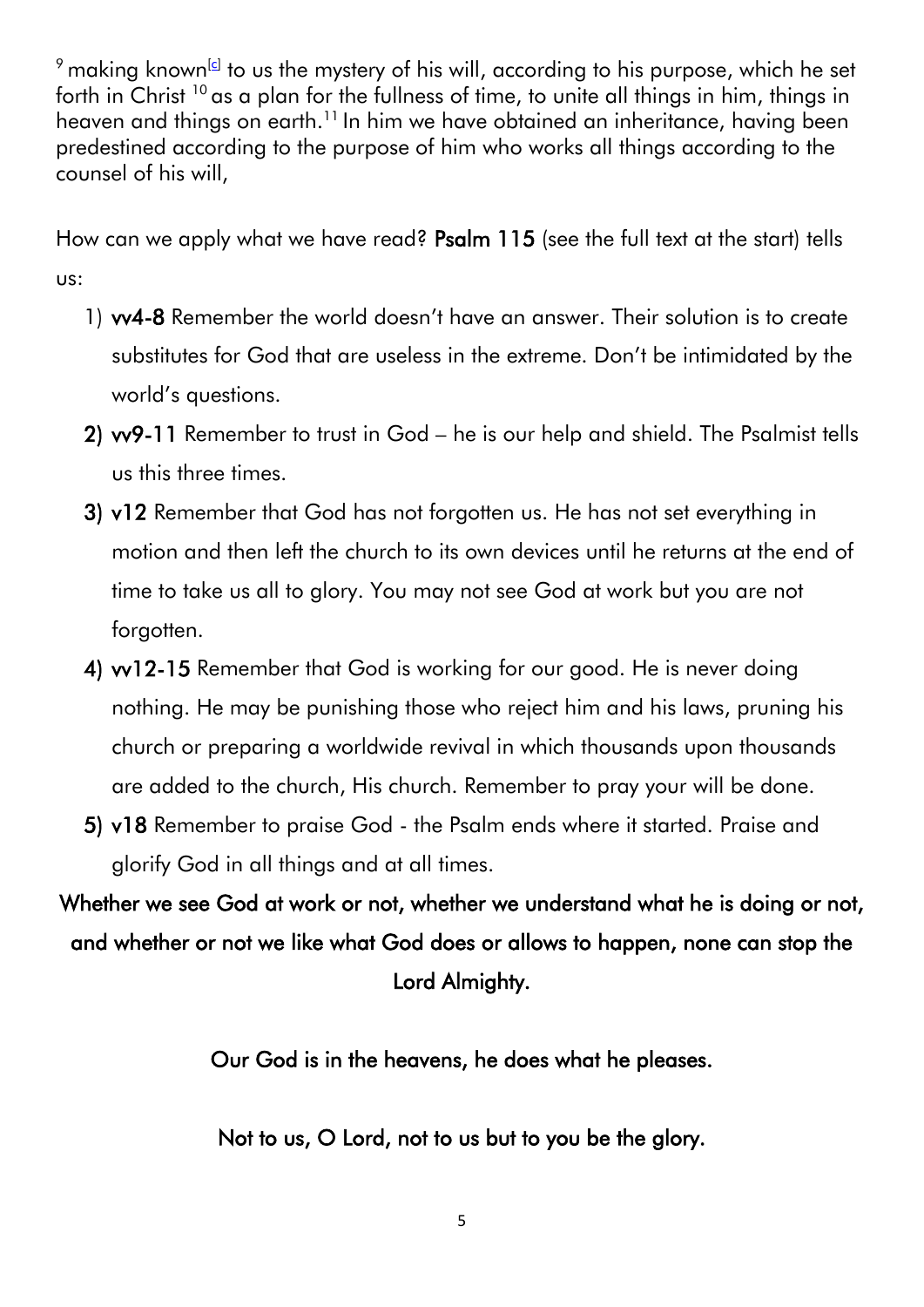[9] making known[c] to us the mystery of his will, according to his purpose, which he set forth in Christ [10] as a plan for the fullness of time, to unite all things in him, things in heaven and things on earth.[11] In him we have obtained an inheritance, having been predestined according to the purpose of him who works all things according to the counsel of his will,

How can we apply what we have read? **Psalm 115** (see the full text at the start) tells us:

1) **vv4-8** Remember the world doesn't have an answer. Their solution is to create substitutes for God that are useless in the extreme. Don't be intimidated by the world's questions.
2) **vv9-11** Remember to trust in God – he is our help and shield. The Psalmist tells us this three times.
3) **v12** Remember that God has not forgotten us. He has not set everything in motion and then left the church to its own devices until he returns at the end of time to take us all to glory. You may not see God at work but you are not forgotten.
4) **vv12-15** Remember that God is working for our good. He is never doing nothing. He may be punishing those who reject him and his laws, pruning his church or preparing a worldwide revival in which thousands upon thousands are added to the church, His church. Remember to pray your will be done.
5) **v18** Remember to praise God - the Psalm ends where it started. Praise and glorify God in all things and at all times.

**Whether we see God at work or not, whether we understand what he is doing or not, and whether or not we like what God does or allows to happen, none can stop the Lord Almighty.**

**Our God is in the heavens, he does what he pleases.**

**Not to us, O Lord, not to us but to you be the glory.**